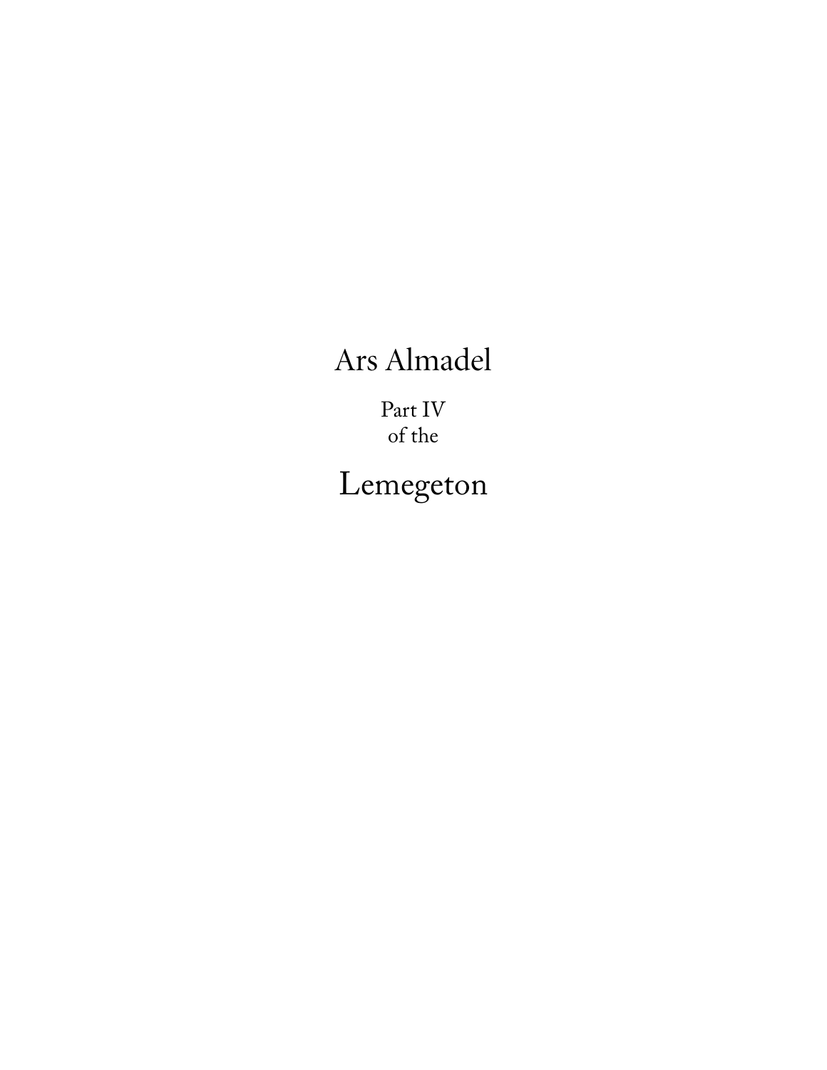# Ars Almadel

Part IV
of the

# Lemegeton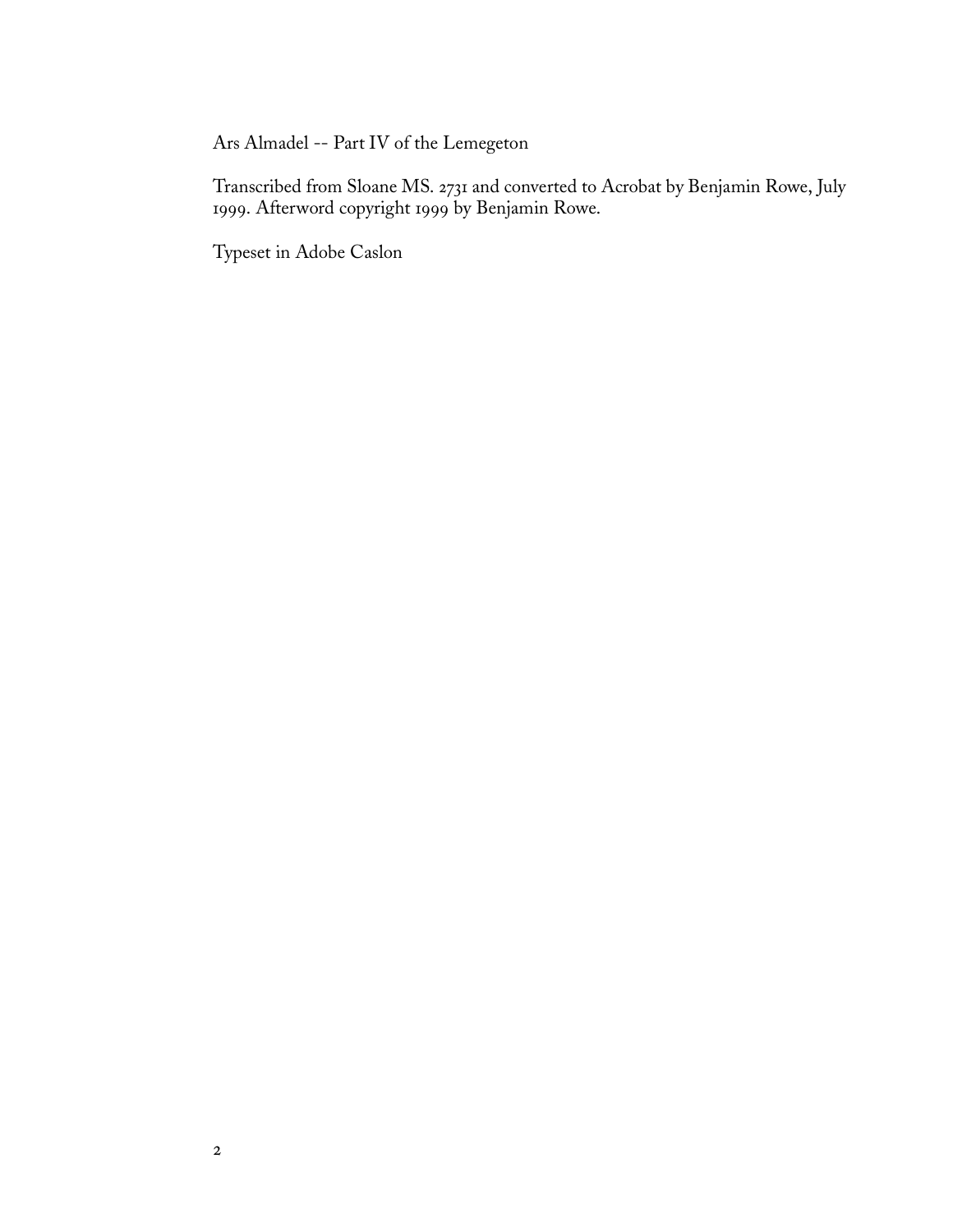Ars Almadel -- Part IV of the Lemegeton

Transcribed from Sloane MS. 2731 and converted to Acrobat by Benjamin Rowe, July 1999. Afterword copyright 1999 by Benjamin Rowe.

Typeset in Adobe Caslon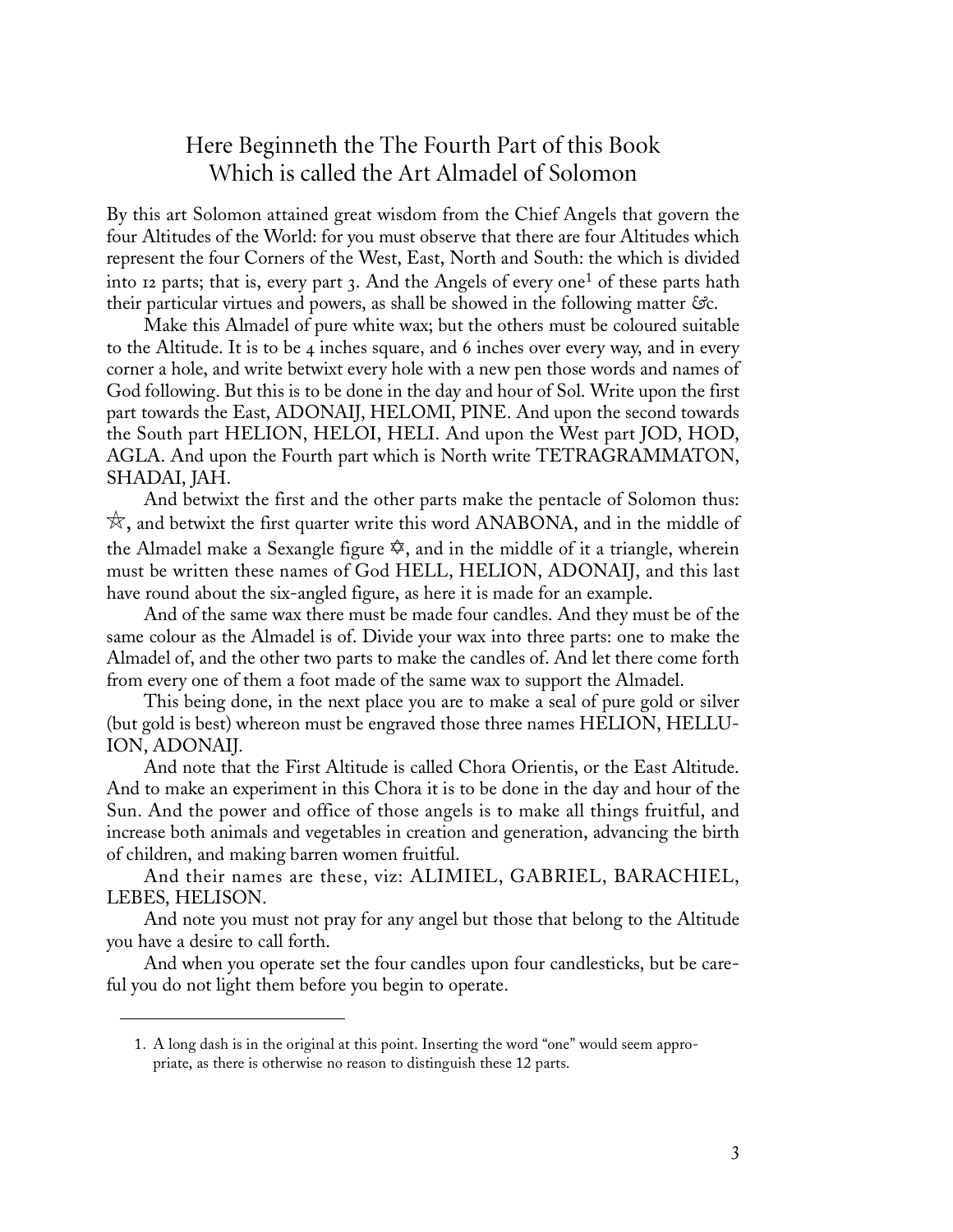# Here Beginneth the The Fourth Part of this Book Which is called the Art Almadel of Solomon

By this art Solomon attained great wisdom from the Chief Angels that govern the four Altitudes of the World: for you must observe that there are four Altitudes which represent the four Corners of the West, East, North and South: the which is divided into 12 parts; that is, every part 3. And the Angels of every one[1] of these parts hath their particular virtues and powers, as shall be showed in the following matter &c.

Make this Almadel of pure white wax; but the others must be coloured suitable to the Altitude. It is to be 4 inches square, and 6 inches over every way, and in every corner a hole, and write betwixt every hole with a new pen those words and names of God following. But this is to be done in the day and hour of Sol. Write upon the first part towards the East, ADONAIJ, HELOMI, PINE. And upon the second towards the South part HELION, HELOI, HELI. And upon the West part JOD, HOD, AGLA. And upon the Fourth part which is North write TETRAGRAMMATON, SHADAI, JAH.

And betwixt the first and the other parts make the pentacle of Solomon thus: ⛤, and betwixt the first quarter write this word ANABONA, and in the middle of the Almadel make a Sexangle figure ✡, and in the middle of it a triangle, wherein must be written these names of God HELL, HELION, ADONAIJ, and this last have round about the six-angled figure, as here it is made for an example.

And of the same wax there must be made four candles. And they must be of the same colour as the Almadel is of. Divide your wax into three parts: one to make the Almadel of, and the other two parts to make the candles of. And let there come forth from every one of them a foot made of the same wax to support the Almadel.

This being done, in the next place you are to make a seal of pure gold or silver (but gold is best) whereon must be engraved those three names HELION, HELLUION, ADONAIJ.

And note that the First Altitude is called Chora Orientis, or the East Altitude. And to make an experiment in this Chora it is to be done in the day and hour of the Sun. And the power and office of those angels is to make all things fruitful, and increase both animals and vegetables in creation and generation, advancing the birth of children, and making barren women fruitful.

And their names are these, viz: ALIMIEL, GABRIEL, BARACHIEL, LEBES, HELISON.

And note you must not pray for any angel but those that belong to the Altitude you have a desire to call forth.

And when you operate set the four candles upon four candlesticks, but be careful you do not light them before you begin to operate.

---

1. A long dash is in the original at this point. Inserting the word "one" would seem appropriate, as there is otherwise no reason to distinguish these 12 parts.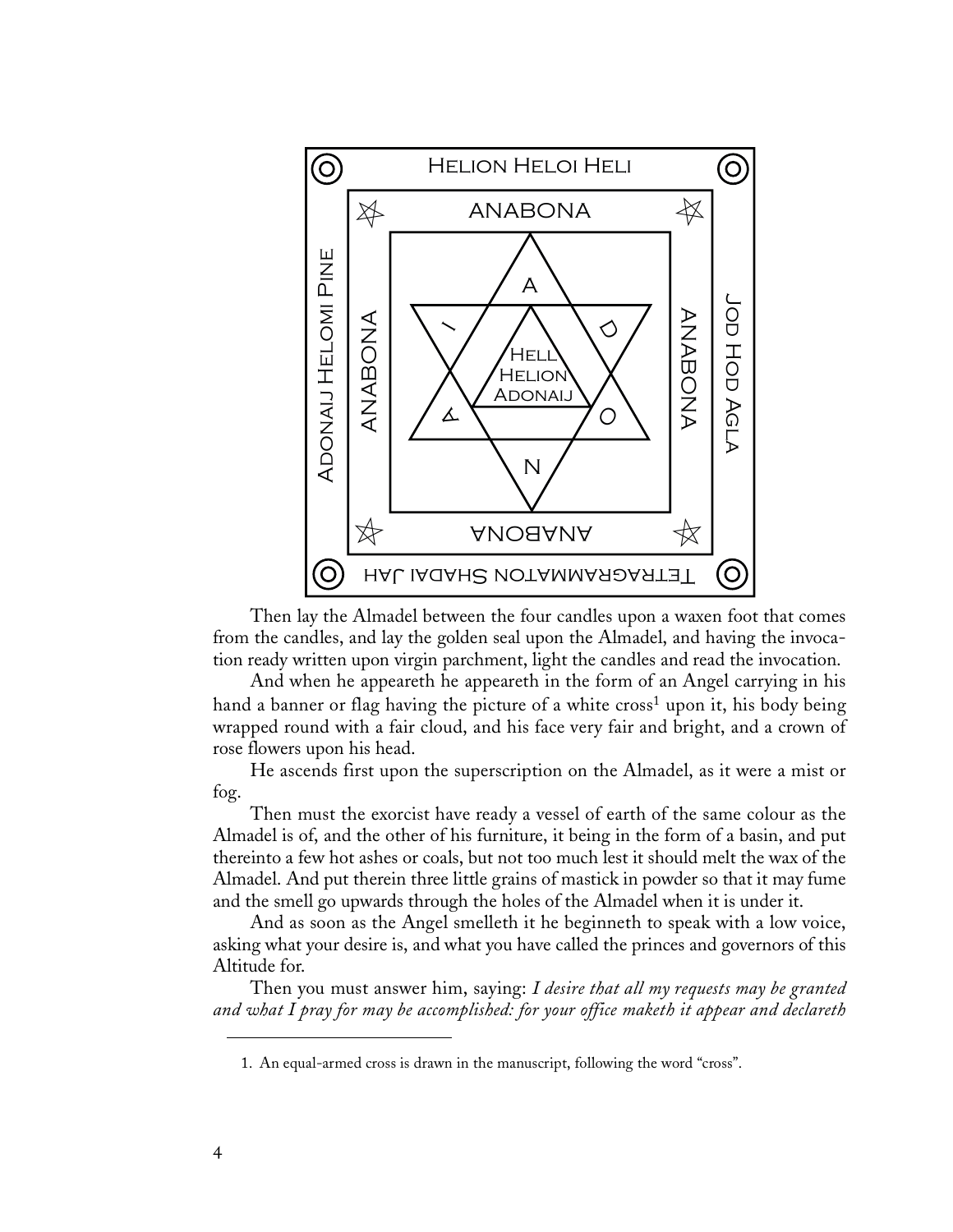Helion Heloi Heli

ANABONA

Adonaij Helomi Pine | ANABONA | A I D A O N | Hell Helion Adonaij | ANABONA | Jod Hod Agla

ANABONA

Tetragrammaton Shadai Jah

Then lay the Almadel between the four candles upon a waxen foot that comes from the candles, and lay the golden seal upon the Almadel, and having the invocation ready written upon virgin parchment, light the candles and read the invocation.

And when he appeareth he appeareth in the form of an Angel carrying in his hand a banner or flag having the picture of a white cross[1] upon it, his body being wrapped round with a fair cloud, and his face very fair and bright, and a crown of rose flowers upon his head.

He ascends first upon the superscription on the Almadel, as it were a mist or fog.

Then must the exorcist have ready a vessel of earth of the same colour as the Almadel is of, and the other of his furniture, it being in the form of a basin, and put thereinto a few hot ashes or coals, but not too much lest it should melt the wax of the Almadel. And put therein three little grains of mastick in powder so that it may fume and the smell go upwards through the holes of the Almadel when it is under it.

And as soon as the Angel smelleth it he beginneth to speak with a low voice, asking what your desire is, and what you have called the princes and governors of this Altitude for.

Then you must answer him, saying: *I desire that all my requests may be granted and what I pray for may be accomplished: for your office maketh it appear and declareth*

---

1. An equal-armed cross is drawn in the manuscript, following the word "cross".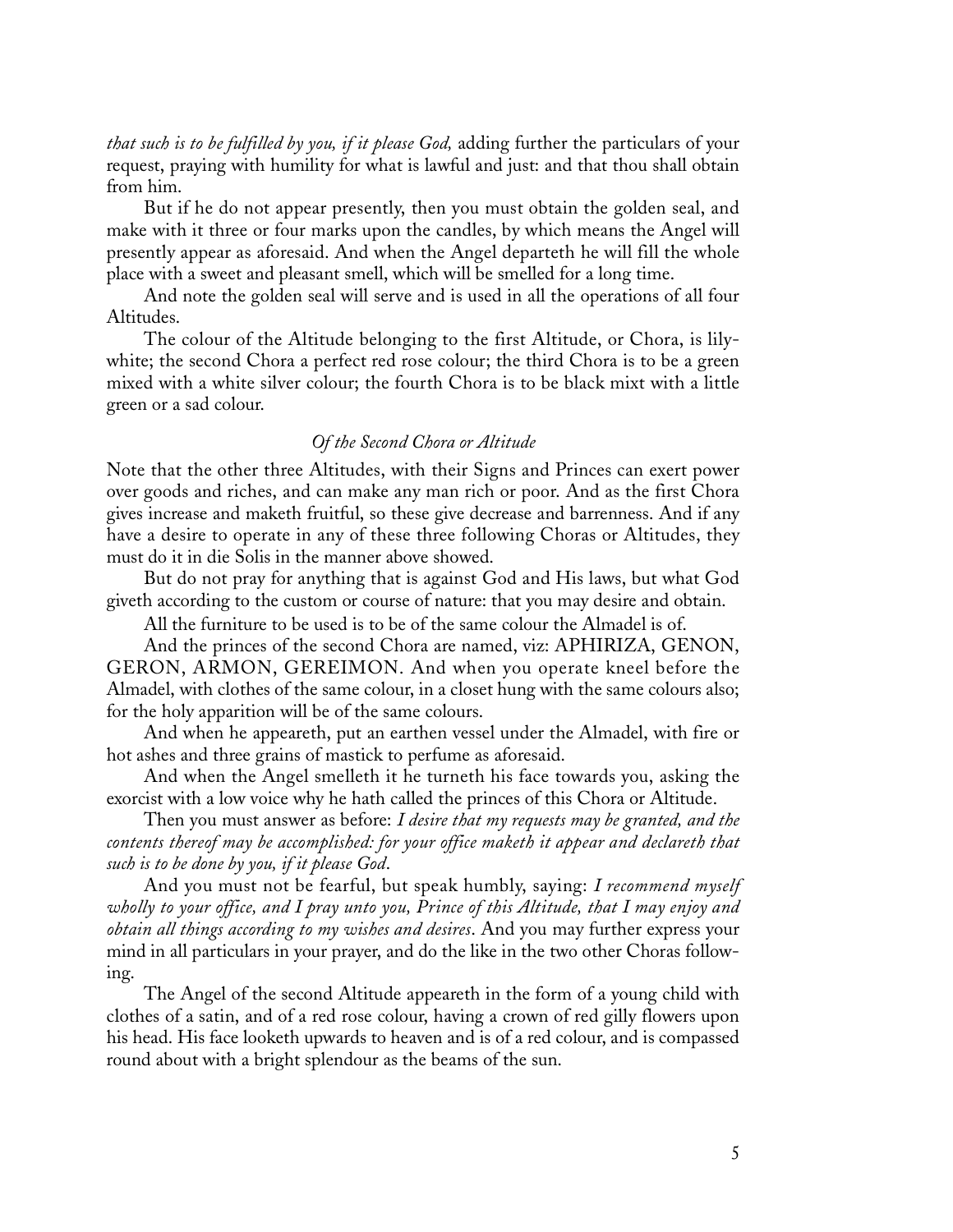*that such is to be fulfilled by you, if it please God,* adding further the particulars of your request, praying with humility for what is lawful and just: and that thou shall obtain from him.

But if he do not appear presently, then you must obtain the golden seal, and make with it three or four marks upon the candles, by which means the Angel will presently appear as aforesaid. And when the Angel departeth he will fill the whole place with a sweet and pleasant smell, which will be smelled for a long time.

And note the golden seal will serve and is used in all the operations of all four Altitudes.

The colour of the Altitude belonging to the first Altitude, or Chora, is lily-white; the second Chora a perfect red rose colour; the third Chora is to be a green mixed with a white silver colour; the fourth Chora is to be black mixt with a little green or a sad colour.

### *Of the Second Chora or Altitude*

Note that the other three Altitudes, with their Signs and Princes can exert power over goods and riches, and can make any man rich or poor. And as the first Chora gives increase and maketh fruitful, so these give decrease and barrenness. And if any have a desire to operate in any of these three following Choras or Altitudes, they must do it in die Solis in the manner above showed.

But do not pray for anything that is against God and His laws, but what God giveth according to the custom or course of nature: that you may desire and obtain.

All the furniture to be used is to be of the same colour the Almadel is of.

And the princes of the second Chora are named, viz: APHIRIZA, GENON, GERON, ARMON, GEREIMON. And when you operate kneel before the Almadel, with clothes of the same colour, in a closet hung with the same colours also; for the holy apparition will be of the same colours.

And when he appeareth, put an earthen vessel under the Almadel, with fire or hot ashes and three grains of mastick to perfume as aforesaid.

And when the Angel smelleth it he turneth his face towards you, asking the exorcist with a low voice why he hath called the princes of this Chora or Altitude.

Then you must answer as before: *I desire that my requests may be granted, and the contents thereof may be accomplished: for your office maketh it appear and declareth that such is to be done by you, if it please God*.

And you must not be fearful, but speak humbly, saying: *I recommend myself wholly to your office, and I pray unto you, Prince of this Altitude, that I may enjoy and obtain all things according to my wishes and desires*. And you may further express your mind in all particulars in your prayer, and do the like in the two other Choras following.

The Angel of the second Altitude appeareth in the form of a young child with clothes of a satin, and of a red rose colour, having a crown of red gilly flowers upon his head. His face looketh upwards to heaven and is of a red colour, and is compassed round about with a bright splendour as the beams of the sun.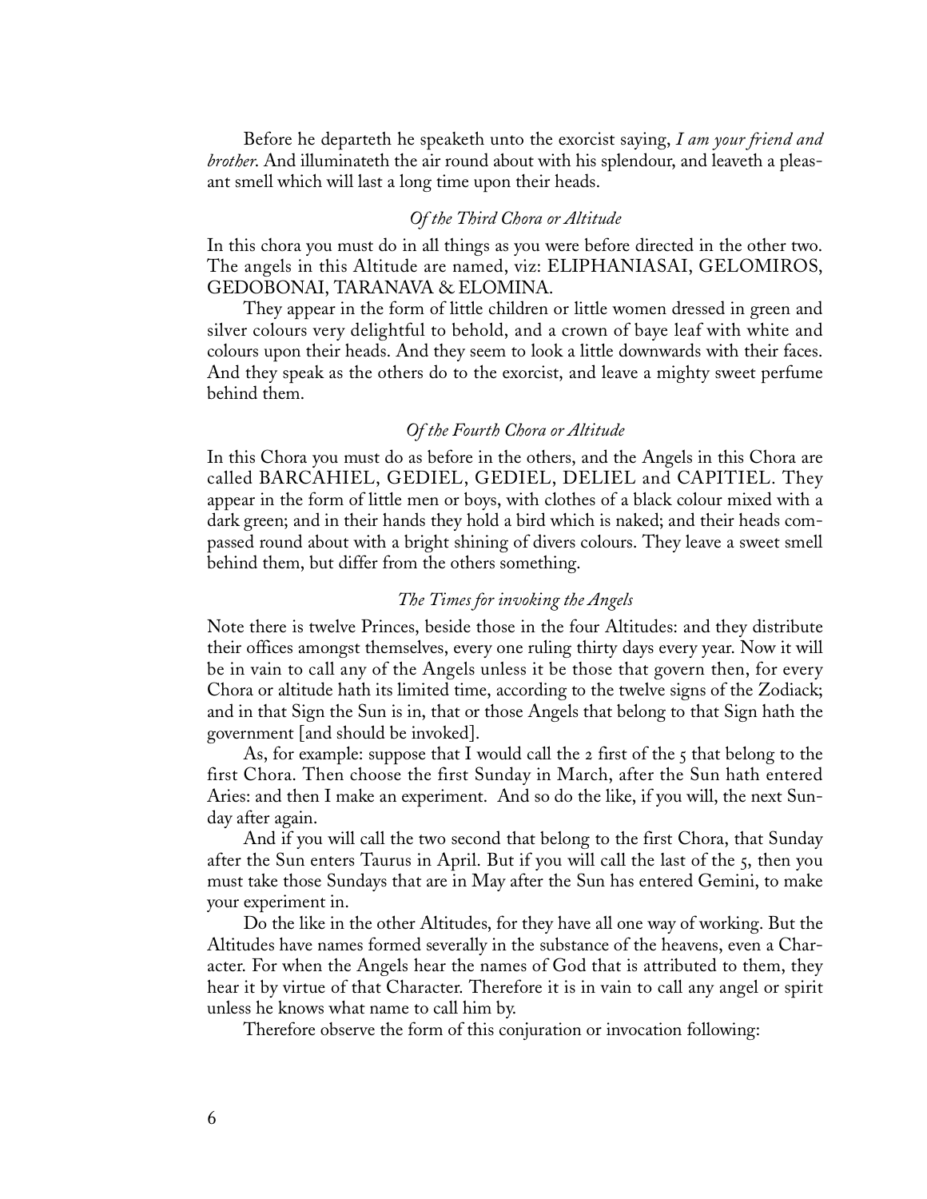Before he departeth he speaketh unto the exorcist saying, *I am your friend and brother*. And illuminateth the air round about with his splendour, and leaveth a pleasant smell which will last a long time upon their heads.

### *Of the Third Chora or Altitude*

In this chora you must do in all things as you were before directed in the other two. The angels in this Altitude are named, viz: ELIPHANIASAI, GELOMIROS, GEDOBONAI, TARANAVA & ELOMINA.

They appear in the form of little children or little women dressed in green and silver colours very delightful to behold, and a crown of baye leaf with white and colours upon their heads. And they seem to look a little downwards with their faces. And they speak as the others do to the exorcist, and leave a mighty sweet perfume behind them.

### *Of the Fourth Chora or Altitude*

In this Chora you must do as before in the others, and the Angels in this Chora are called BARCAHIEL, GEDIEL, GEDIEL, DELIEL and CAPITIEL. They appear in the form of little men or boys, with clothes of a black colour mixed with a dark green; and in their hands they hold a bird which is naked; and their heads compassed round about with a bright shining of divers colours. They leave a sweet smell behind them, but differ from the others something.

### *The Times for invoking the Angels*

Note there is twelve Princes, beside those in the four Altitudes: and they distribute their offices amongst themselves, every one ruling thirty days every year. Now it will be in vain to call any of the Angels unless it be those that govern then, for every Chora or altitude hath its limited time, according to the twelve signs of the Zodiack; and in that Sign the Sun is in, that or those Angels that belong to that Sign hath the government [and should be invoked].

As, for example: suppose that I would call the 2 first of the 5 that belong to the first Chora. Then choose the first Sunday in March, after the Sun hath entered Aries: and then I make an experiment. And so do the like, if you will, the next Sunday after again.

And if you will call the two second that belong to the first Chora, that Sunday after the Sun enters Taurus in April. But if you will call the last of the 5, then you must take those Sundays that are in May after the Sun has entered Gemini, to make your experiment in.

Do the like in the other Altitudes, for they have all one way of working. But the Altitudes have names formed severally in the substance of the heavens, even a Character. For when the Angels hear the names of God that is attributed to them, they hear it by virtue of that Character. Therefore it is in vain to call any angel or spirit unless he knows what name to call him by.

Therefore observe the form of this conjuration or invocation following: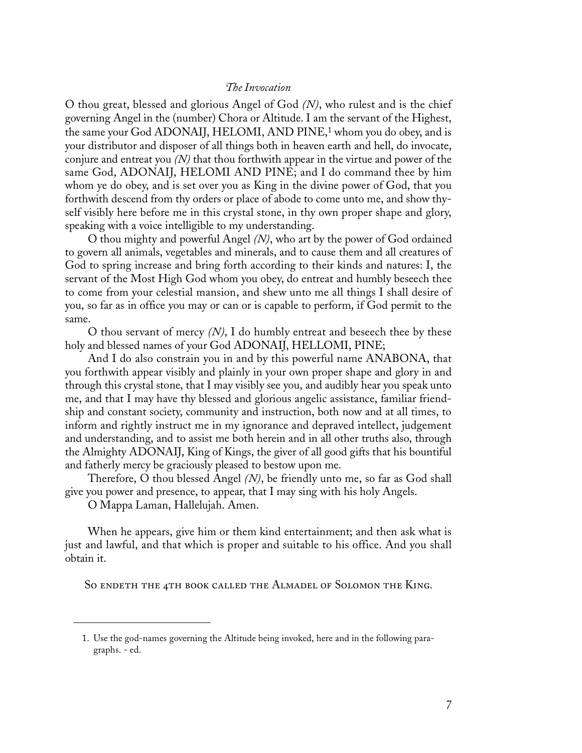*The Invocation*

O thou great, blessed and glorious Angel of God *(N)*, who rulest and is the chief governing Angel in the (number) Chora or Altitude. I am the servant of the Highest, the same your God ADONAIJ, HELOMI, AND PINE,[1] whom you do obey, and is your distributor and disposer of all things both in heaven earth and hell, do invocate, conjure and entreat you *(N)* that thou forthwith appear in the virtue and power of the same God, ADONAIJ, HELOMI AND PINE; and I do command thee by him whom ye do obey, and is set over you as King in the divine power of God, that you forthwith descend from thy orders or place of abode to come unto me, and show thyself visibly here before me in this crystal stone, in thy own proper shape and glory, speaking with a voice intelligible to my understanding.

O thou mighty and powerful Angel *(N)*, who art by the power of God ordained to govern all animals, vegetables and minerals, and to cause them and all creatures of God to spring increase and bring forth according to their kinds and natures: I, the servant of the Most High God whom you obey, do entreat and humbly beseech thee to come from your celestial mansion, and shew unto me all things I shall desire of you, so far as in office you may or can or is capable to perform, if God permit to the same.

O thou servant of mercy *(N)*, I do humbly entreat and beseech thee by these holy and blessed names of your God ADONAIJ, HELLOMI, PINE;

And I do also constrain you in and by this powerful name ANABONA, that you forthwith appear visibly and plainly in your own proper shape and glory in and through this crystal stone, that I may visibly see you, and audibly hear you speak unto me, and that I may have thy blessed and glorious angelic assistance, familiar friendship and constant society, community and instruction, both now and at all times, to inform and rightly instruct me in my ignorance and depraved intellect, judgement and understanding, and to assist me both herein and in all other truths also, through the Almighty ADONAIJ, King of Kings, the giver of all good gifts that his bountiful and fatherly mercy be graciously pleased to bestow upon me.

Therefore, O thou blessed Angel *(N)*, be friendly unto me, so far as God shall give you power and presence, to appear, that I may sing with his holy Angels.

O Mappa Laman, Hallelujah. Amen.

When he appears, give him or them kind entertainment; and then ask what is just and lawful, and that which is proper and suitable to his office. And you shall obtain it.

So endeth the 4th book called the Almadel of Solomon the King.

---

1. Use the god-names governing the Altitude being invoked, here and in the following paragraphs. - ed.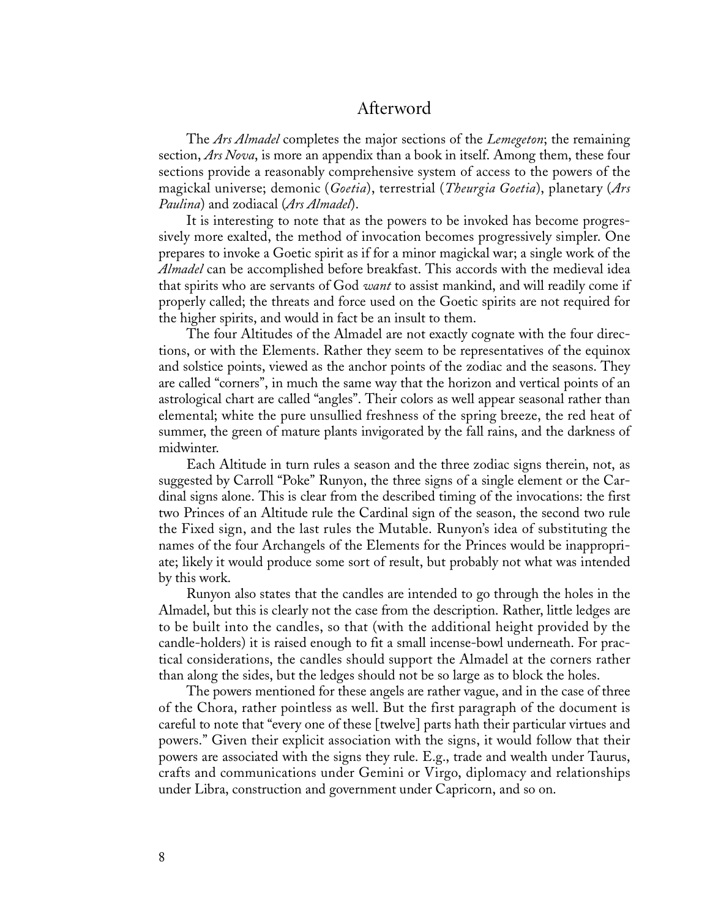# Afterword

The *Ars Almadel* completes the major sections of the *Lemegeton*; the remaining section, *Ars Nova*, is more an appendix than a book in itself. Among them, these four sections provide a reasonably comprehensive system of access to the powers of the magickal universe; demonic (*Goetia*), terrestrial (*Theurgia Goetia*), planetary (*Ars Paulina*) and zodiacal (*Ars Almadel*).

It is interesting to note that as the powers to be invoked has become progressively more exalted, the method of invocation becomes progressively simpler. One prepares to invoke a Goetic spirit as if for a minor magickal war; a single work of the *Almadel* can be accomplished before breakfast. This accords with the medieval idea that spirits who are servants of God *want* to assist mankind, and will readily come if properly called; the threats and force used on the Goetic spirits are not required for the higher spirits, and would in fact be an insult to them.

The four Altitudes of the Almadel are not exactly cognate with the four directions, or with the Elements. Rather they seem to be representatives of the equinox and solstice points, viewed as the anchor points of the zodiac and the seasons. They are called "corners", in much the same way that the horizon and vertical points of an astrological chart are called "angles". Their colors as well appear seasonal rather than elemental; white the pure unsullied freshness of the spring breeze, the red heat of summer, the green of mature plants invigorated by the fall rains, and the darkness of midwinter.

Each Altitude in turn rules a season and the three zodiac signs therein, not, as suggested by Carroll "Poke" Runyon, the three signs of a single element or the Cardinal signs alone. This is clear from the described timing of the invocations: the first two Princes of an Altitude rule the Cardinal sign of the season, the second two rule the Fixed sign, and the last rules the Mutable. Runyon's idea of substituting the names of the four Archangels of the Elements for the Princes would be inappropriate; likely it would produce some sort of result, but probably not what was intended by this work.

Runyon also states that the candles are intended to go through the holes in the Almadel, but this is clearly not the case from the description. Rather, little ledges are to be built into the candles, so that (with the additional height provided by the candle-holders) it is raised enough to fit a small incense-bowl underneath. For practical considerations, the candles should support the Almadel at the corners rather than along the sides, but the ledges should not be so large as to block the holes.

The powers mentioned for these angels are rather vague, and in the case of three of the Chora, rather pointless as well. But the first paragraph of the document is careful to note that "every one of these [twelve] parts hath their particular virtues and powers." Given their explicit association with the signs, it would follow that their powers are associated with the signs they rule. E.g., trade and wealth under Taurus, crafts and communications under Gemini or Virgo, diplomacy and relationships under Libra, construction and government under Capricorn, and so on.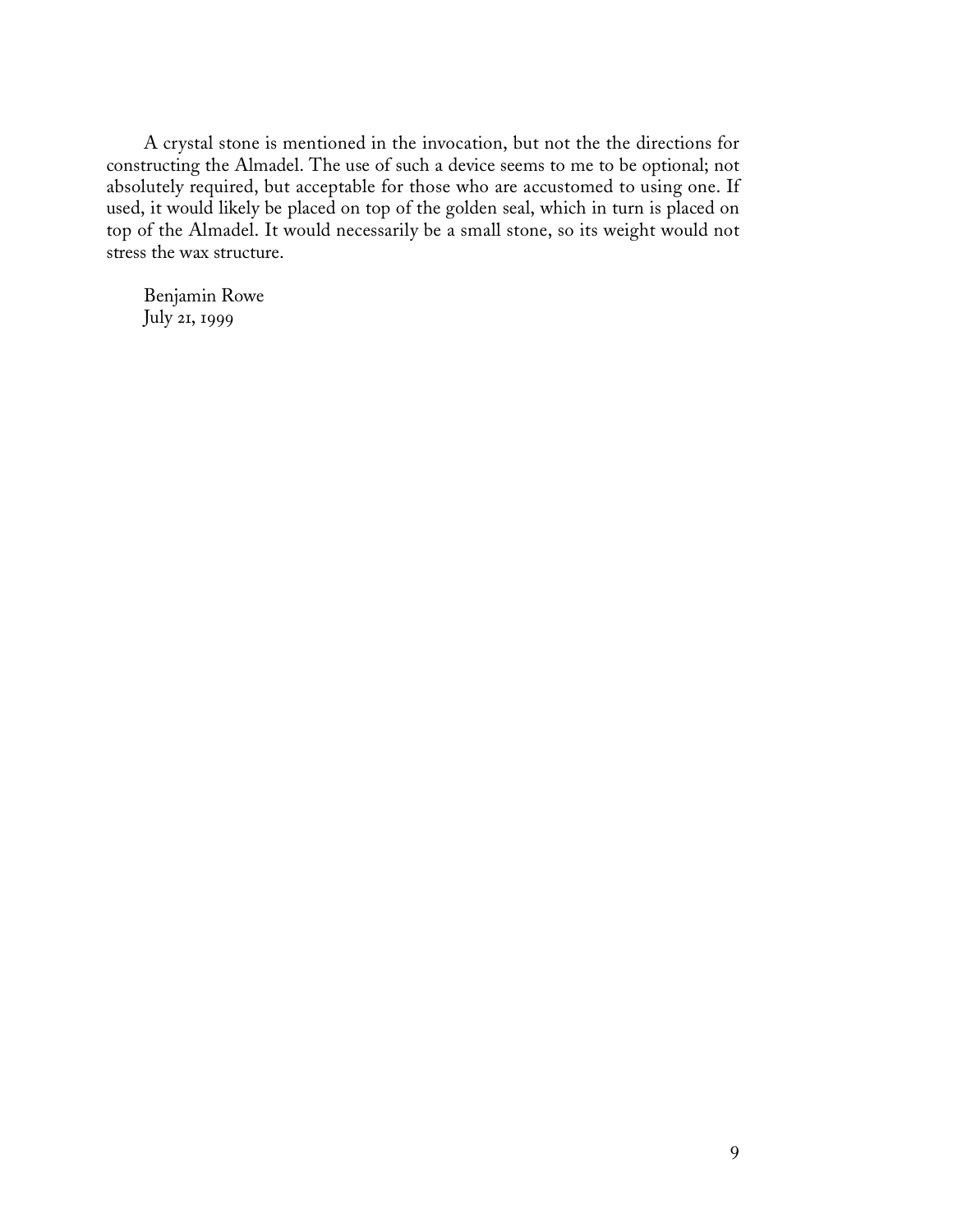A crystal stone is mentioned in the invocation, but not the the directions for constructing the Almadel. The use of such a device seems to me to be optional; not absolutely required, but acceptable for those who are accustomed to using one. If used, it would likely be placed on top of the golden seal, which in turn is placed on top of the Almadel. It would necessarily be a small stone, so its weight would not stress the wax structure.

Benjamin Rowe
July 21, 1999